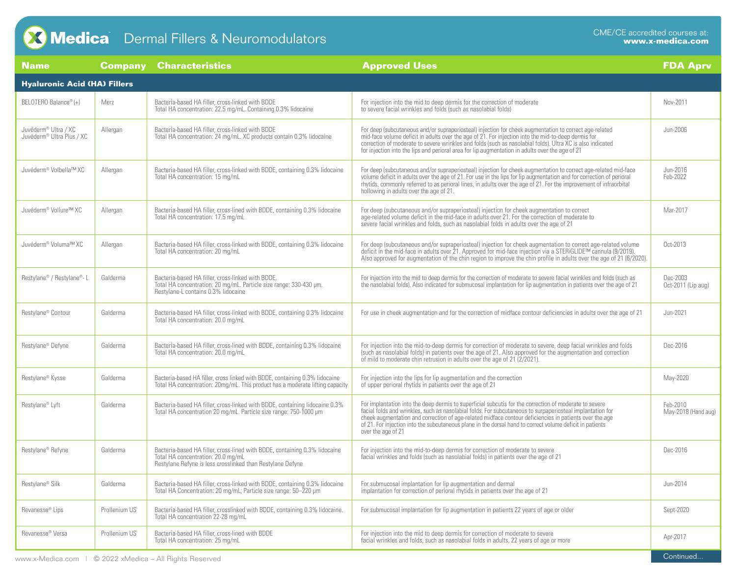# Dermal Fillers & Neuromodulators

CME/CE accredited courses at: **www.x-medica.com**

| Name | Company | Characteristics | Approved Uses | FDA Aprv |
|---|---|---|---|---|
| **Hyaluronic Acid (HA) Fillers** | | | | |
| BELOTERO Balance® (+) | Merz | Bacteria-based HA filler, cross-linked with BDDE Total HA concentration: 22.5 mg/mL. Containing 0.3% lidocaine | For injection into the mid to deep dermis for the correction of moderate to severe facial wrinkles and folds (such as nasolabial folds) | Nov-2011 |
| Juvéderm® Ultra / XC Juvéderm® Ultra Plus / XC | Allergan | Bacteria-based HA filler, cross-linked with BDDE Total HA concentration: 24 mg/mL. XC products contain 0.3% lidocaine | For deep (subcutaneous and/or supraperiosteal) injection for cheek augmentation to correct age-related mid-face volume deficit in adults over the age of 21. For injection into the mid-to-deep dermis for correction of moderate to severe wrinkles and folds (such as nasolabial folds). Ultra XC is also indicated for injection into the lips and perioral area for lip augmentation in adults over the age of 21 | Jun-2006 |
| Juvéderm® Volbella™ XC | Allergan | Bacteria-based HA filler, cross-linked with BDDE, containing 0.3% lidocaine Total HA concentration: 15 mg/mL | For deep (subcutaneous and/or supraperiosteal) injection for cheek augmentation to correct age-related mid-face volume deficit in adults over the age of 21. For use in the lips for lip augmentation and for correction of perioral rhytids, commonly referred to as perioral lines, in adults over the age of 21. For the improvement of infraorbital hollowing in adults over the age of 21. | Jun-2016 Feb-2022 |
| Juvéderm® Vollure™ XC | Allergan | Bacteria-based HA filler, cross-lined with BDDE, containing 0.3% lidocaine Total HA concentration: 17.5 mg/mL | For deep (subcutaneous and/or supraperiosteal) injection for cheek augmentation to correct age-related volume deficit in the mid-face in adults over 21. For the correction of moderate to severe facial wrinkles and folds, such as nasolabial folds in adults over the age of 21 | Mar-2017 |
| Juvéderm® Voluma™ XC | Allergan | Bacteria-based HA filler, cross-linked with BDDE, containing 0.3% lidocaine Total HA concentration: 20 mg/mL | For deep (subcutaneous and/or supraperiosteal) injection for cheek augmentation to correct age-related volume deficit in the mid-face in adults over 21. Approved for mid-face injection via a STERiGLIDE™ cannula (9/2019). Also approved for augmentation of the chin region to improve the chin profile in adults over the age of 21 (6/2020). | Oct-2013 |
| Restylane® / Restylane®- L | Galderma | Bacteria-based HA filler, cross-linked with BDDE. Total HA concentration: 20 mg/mL. Particle size range: 330-430 µm. Restylane-L contains 0.3% lidocaine | For injection into the mid to deep dermis for the correction of moderate to severe facial wrinkles and folds (such as the nasolabial folds). Also indicated for submucosal implantation for lip augmentation in patients over the age of 21 | Dec-2003 Oct-2011 (Lip aug) |
| Restylane® Contour | Galderma | Bacteria-based HA filler, cross-linked with BDDE, containing 0.3% lidocaine Total HA concentration: 20.0 mg/mL | For use in cheek augmentation and for the correction of midface contour deficiencies in adults over the age of 21 | Jun-2021 |
| Restylane® Defyne | Galderma | Bacteria-based HA filler, cross-lined with BDDE, containing 0.3% lidocaine Total HA concentration: 20.0 mg/mL | For injection into the mid-to-deep dermis for correction of moderate to severe, deep facial wrinkles and folds (such as nasolabial folds) in patients over the age of 21. Also approved for the augmentation and correction of mild to moderate chin retrusion in adults over the age of 21 (2/2021). | Dec-2016 |
| Restylane® Kysse | Galderma | Bacteria-based HA filler, cross linked with BDDE, containing 0.3% lidocaine Total HA concentration: 20mg/mL. This product has a moderate lifting capacity | For injection into the lips for lip augmentation and the correction of upper perioral rhytids in patients over the age of 21 | May-2020 |
| Restylane® Lyft | Galderma | Bacteria-based HA filler, cross-linked with BDDE, containing lidocaine 0.3% Total HA concentration 20 mg/mL. Particle size range: 750-1000 µm | For implantation into the deep dermis to superficial subcutis for the correction of moderate to severe facial folds and wrinkles, such as nasolabial folds. For subcutaneous to surpaperiosteal implantation for cheek augmentation and correction of age-related midface contour deficiencies in patients over the age of 21. For injection into the subcutaneous plane in the dorsal hand to correct volume deficit in patients over the age of 21 | Feb-2010 May-2018 (Hand aug) |
| Restylane® Refyne | Galderma | Bacteria-based HA filler, cross-lined with BDDE, containing 0.3% lidocaine Total HA concentration: 20.0 mg/mL Restylane Refyne is less crosslinked than Restylane Defyne | For injection into the mid-to-deep dermis for correction of moderate to severe facial wrinkles and folds (such as nasolabial folds) in patients over the age of 21 | Dec-2016 |
| Restylane® Silk | Galderma | Bacteria-based HA filler, cross-linked with BDDE, containing 0.3% lidocaine Total HA Concentration: 20 mg/mL; Particle size range: 50–220 µm | For submucosal implantation for lip augmentation and dermal implantation for correction of perioral rhytids in patients over the age of 21 | Jun-2014 |
| Revanesse® Lips | Prollenium US | Bacteria-based HA filler, crosslinked with BDDE, containing 0.3% lidocaine. Total HA concentration 22-28 mg/mL | For submucosal implantation for lip augmentation in patients 22 years of age or older | Sept-2020 |
| Revanesse® Versa | Prollenium US | Bacteria-based HA filler, cross-lined with BDDE Total HA concentration: 25 mg/mL | For injection into the mid to deep dermis for correction of moderate to severe facial wrinkles and folds, such as nasolabial folds in adults, 22 years of age or more | Apr-2017 |

Continued...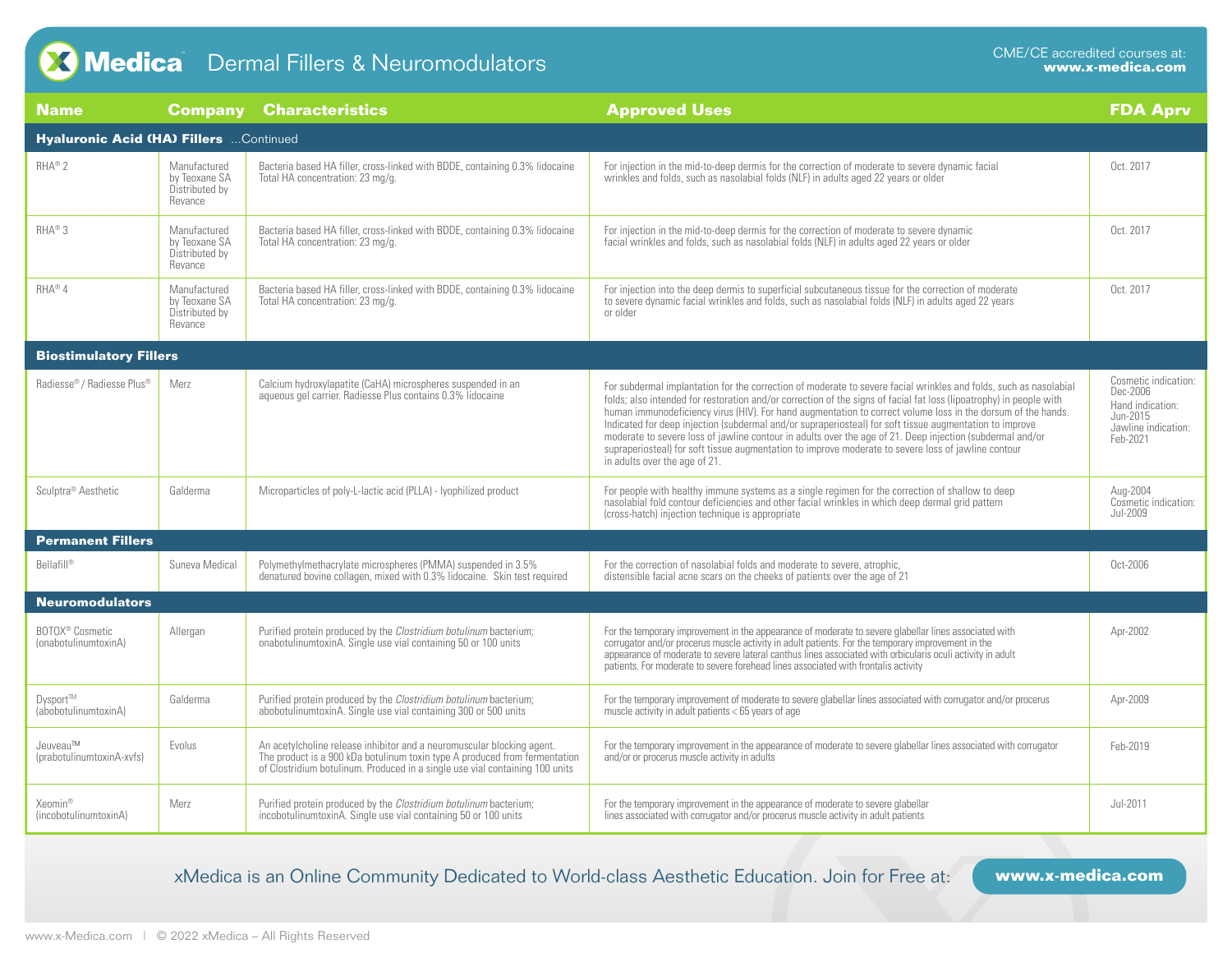# xMedica Dermal Fillers & Neuromodulators

CME/CE accredited courses at: **www.x-medica.com**

| Name | Company | Characteristics | Approved Uses | FDA Aprv |
|---|---|---|---|---|
| **Hyaluronic Acid (HA) Fillers** ...Continued | | | | |
| RHA® 2 | Manufactured by Teoxane SA Distributed by Revance | Bacteria based HA filler, cross-linked with BDDE, containing 0.3% lidocaine Total HA concentration: 23 mg/g. | For injection in the mid-to-deep dermis for the correction of moderate to severe dynamic facial wrinkles and folds, such as nasolabial folds (NLF) in adults aged 22 years or older | Oct. 2017 |
| RHA® 3 | Manufactured by Teoxane SA Distributed by Revance | Bacteria based HA filler, cross-linked with BDDE, containing 0.3% lidocaine Total HA concentration: 23 mg/g. | For injection in the mid-to-deep dermis for the correction of moderate to severe dynamic facial wrinkles and folds, such as nasolabial folds (NLF) in adults aged 22 years or older | Oct. 2017 |
| RHA® 4 | Manufactured by Teoxane SA Distributed by Revance | Bacteria based HA filler, cross-linked with BDDE, containing 0.3% lidocaine Total HA concentration: 23 mg/g. | For injection into the deep dermis to superficial subcutaneous tissue for the correction of moderate to severe dynamic facial wrinkles and folds, such as nasolabial folds (NLF) in adults aged 22 years or older | Oct. 2017 |
| **Biostimulatory Fillers** | | | | |
| Radiesse® / Radiesse Plus® | Merz | Calcium hydroxylapatite (CaHA) microspheres suspended in an aqueous gel carrier. Radiesse Plus contains 0.3% lidocaine | For subdermal implantation for the correction of moderate to severe facial wrinkles and folds, such as nasolabial folds; also intended for restoration and/or correction of the signs of facial fat loss (lipoatrophy) in people with human immunodeficiency virus (HIV). For hand augmentation to correct volume loss in the dorsum of the hands. Indicated for deep injection (subdermal and/or supraperiosteal) for soft tissue augmentation to improve moderate to severe loss of jawline contour in adults over the age of 21. Deep injection (subdermal and/or supraperiosteal) for soft tissue augmentation to improve moderate to severe loss of jawline contour in adults over the age of 21. | Cosmetic indication: Dec-2006 Hand indication: Jun-2015 Jawline indication: Feb-2021 |
| Sculptra® Aesthetic | Galderma | Microparticles of poly-L-lactic acid (PLLA) - lyophilized product | For people with healthy immune systems as a single regimen for the correction of shallow to deep nasolabial fold contour deficiencies and other facial wrinkles in which deep dermal grid pattern (cross-hatch) injection technique is appropriate | Aug-2004 Cosmetic indication: Jul-2009 |
| **Permanent Fillers** | | | | |
| Bellafill® | Suneva Medical | Polymethylmethacrylate microspheres (PMMA) suspended in 3.5% denatured bovine collagen, mixed with 0.3% lidocaine. Skin test required | For the correction of nasolabial folds and moderate to severe, atrophic, distensible facial acne scars on the cheeks of patients over the age of 21 | Oct-2006 |
| **Neuromodulators** | | | | |
| BOTOX® Cosmetic (onabotulinumtoxinA) | Allergan | Purified protein produced by the *Clostridium botulinum* bacterium; onabotulinumtoxinA. Single use vial containing 50 or 100 units | For the temporary improvement in the appearance of moderate to severe glabellar lines associated with corrugator and/or procerus muscle activity in adult patients. For the temporary improvement in the appearance of moderate to severe lateral canthus lines associated with orbicularis oculi activity in adult patients. For moderate to severe forehead lines associated with frontalis activity | Apr-2002 |
| Dysport™ (abobotulinumtoxinA) | Galderma | Purified protein produced by the *Clostridium botulinum* bacterium; abobotulinumtoxinA. Single use vial containing 300 or 500 units | For the temporary improvement of moderate to severe glabellar lines associated with corrugator and/or procerus muscle activity in adult patients < 65 years of age | Apr-2009 |
| Jeuveau™ (prabotulinumtoxinA-xvfs) | Evolus | An acetylcholine release inhibitor and a neuromuscular blocking agent. The product is a 900 kDa botulinum toxin type A produced from fermentation of Clostridium botulinum. Produced in a single use vial containing 100 units | For the temporary improvement in the appearance of moderate to severe glabellar lines associated with corrugator and/or or procerus muscle activity in adults | Feb-2019 |
| Xeomin® (incobotulinumtoxinA) | Merz | Purified protein produced by the *Clostridium botulinum* bacterium; incobotulinumtoxinA. Single use vial containing 50 or 100 units | For the temporary improvement in the appearance of moderate to severe glabellar lines associated with corrugator and/or procerus muscle activity in adult patients | Jul-2011 |

xMedica is an Online Community Dedicated to World-class Aesthetic Education. Join for Free at: **www.x-medica.com**

www.x-Medica.com | © 2022 xMedica – All Rights Reserved